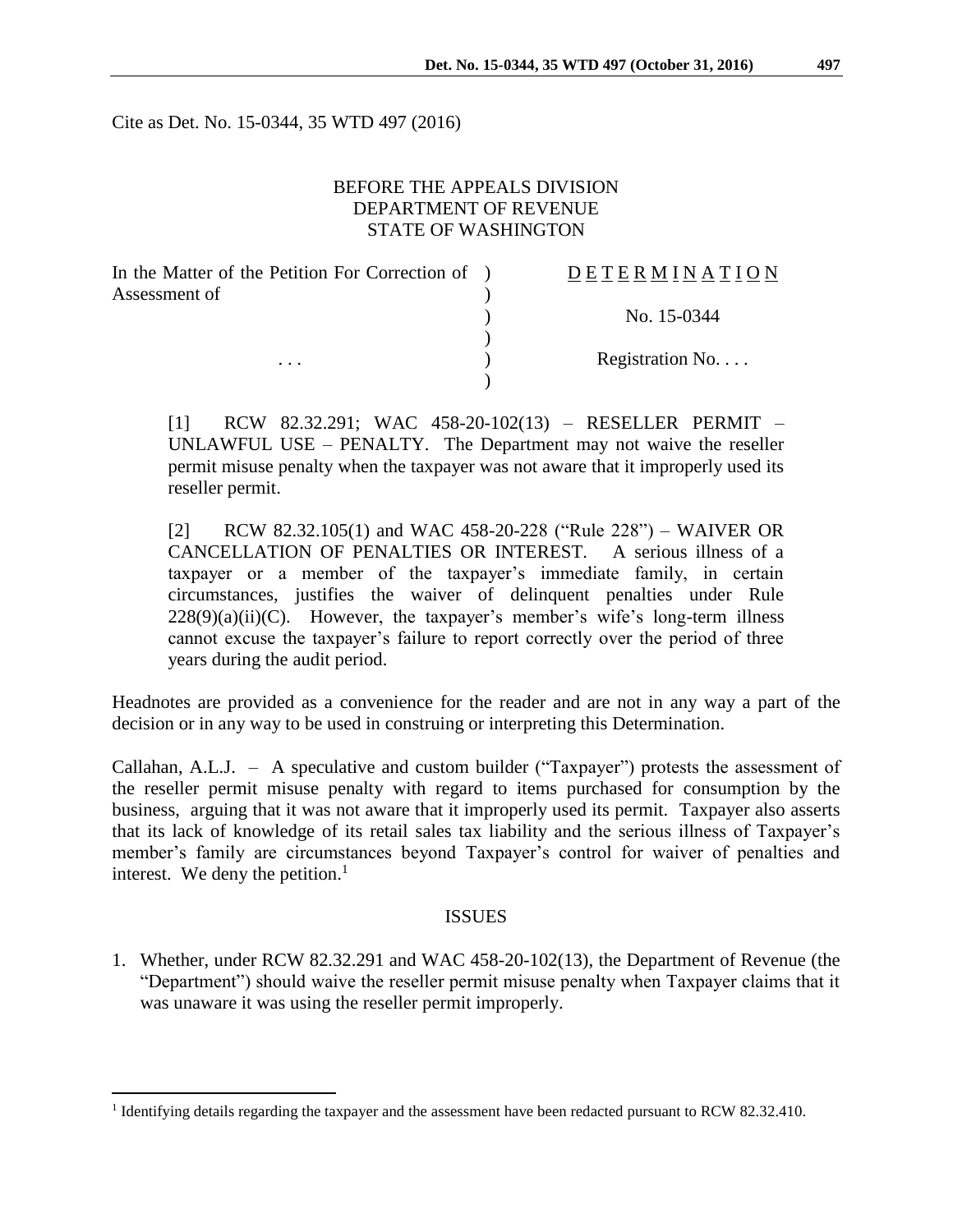Cite as Det. No. 15-0344, 35 WTD 497 (2016)

BEFORE THE APPEALS DIVISION
DEPARTMENT OF REVENUE
STATE OF WASHINGTON

| | |
|---|---|
| In the Matter of the Petition For Correction of Assessment of | DETERMINATION |
| | No. 15-0344 |
| . . . | Registration No. . . . |

[1] RCW 82.32.291; WAC 458-20-102(13) – RESELLER PERMIT – UNLAWFUL USE – PENALTY. The Department may not waive the reseller permit misuse penalty when the taxpayer was not aware that it improperly used its reseller permit.

[2] RCW 82.32.105(1) and WAC 458-20-228 ("Rule 228") – WAIVER OR CANCELLATION OF PENALTIES OR INTEREST. A serious illness of a taxpayer or a member of the taxpayer's immediate family, in certain circumstances, justifies the waiver of delinquent penalties under Rule 228(9)(a)(ii)(C). However, the taxpayer's member's wife's long-term illness cannot excuse the taxpayer's failure to report correctly over the period of three years during the audit period.

Headnotes are provided as a convenience for the reader and are not in any way a part of the decision or in any way to be used in construing or interpreting this Determination.

Callahan, A.L.J. – A speculative and custom builder ("Taxpayer") protests the assessment of the reseller permit misuse penalty with regard to items purchased for consumption by the business, arguing that it was not aware that it improperly used its permit. Taxpayer also asserts that its lack of knowledge of its retail sales tax liability and the serious illness of Taxpayer's member's family are circumstances beyond Taxpayer's control for waiver of penalties and interest. We deny the petition.[1]

## ISSUES

1. Whether, under RCW 82.32.291 and WAC 458-20-102(13), the Department of Revenue (the "Department") should waive the reseller permit misuse penalty when Taxpayer claims that it was unaware it was using the reseller permit improperly.

[1] Identifying details regarding the taxpayer and the assessment have been redacted pursuant to RCW 82.32.410.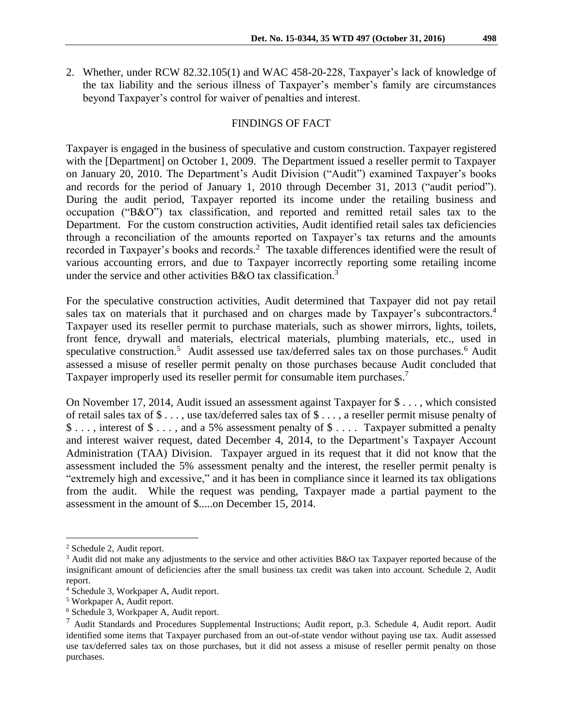2. Whether, under RCW 82.32.105(1) and WAC 458-20-228, Taxpayer's lack of knowledge of the tax liability and the serious illness of Taxpayer's member's family are circumstances beyond Taxpayer's control for waiver of penalties and interest.

## FINDINGS OF FACT

Taxpayer is engaged in the business of speculative and custom construction. Taxpayer registered with the [Department] on October 1, 2009. The Department issued a reseller permit to Taxpayer on January 20, 2010. The Department's Audit Division ("Audit") examined Taxpayer's books and records for the period of January 1, 2010 through December 31, 2013 ("audit period"). During the audit period, Taxpayer reported its income under the retailing business and occupation ("B&O") tax classification, and reported and remitted retail sales tax to the Department. For the custom construction activities, Audit identified retail sales tax deficiencies through a reconciliation of the amounts reported on Taxpayer's tax returns and the amounts recorded in Taxpayer's books and records.[2] The taxable differences identified were the result of various accounting errors, and due to Taxpayer incorrectly reporting some retailing income under the service and other activities B&O tax classification.[3]

For the speculative construction activities, Audit determined that Taxpayer did not pay retail sales tax on materials that it purchased and on charges made by Taxpayer's subcontractors.[4] Taxpayer used its reseller permit to purchase materials, such as shower mirrors, lights, toilets, front fence, drywall and materials, electrical materials, plumbing materials, etc., used in speculative construction.[5] Audit assessed use tax/deferred sales tax on those purchases.[6] Audit assessed a misuse of reseller permit penalty on those purchases because Audit concluded that Taxpayer improperly used its reseller permit for consumable item purchases.[7]

On November 17, 2014, Audit issued an assessment against Taxpayer for $ . . . , which consisted of retail sales tax of $ . . . , use tax/deferred sales tax of $ . . . , a reseller permit misuse penalty of $ . . . , interest of $ . . . , and a 5% assessment penalty of $ . . . . Taxpayer submitted a penalty and interest waiver request, dated December 4, 2014, to the Department's Taxpayer Account Administration (TAA) Division. Taxpayer argued in its request that it did not know that the assessment included the 5% assessment penalty and the interest, the reseller permit penalty is "extremely high and excessive," and it has been in compliance since it learned its tax obligations from the audit. While the request was pending, Taxpayer made a partial payment to the assessment in the amount of $.....on December 15, 2014.

---

[2] Schedule 2, Audit report.

[3] Audit did not make any adjustments to the service and other activities B&O tax Taxpayer reported because of the insignificant amount of deficiencies after the small business tax credit was taken into account. Schedule 2, Audit report.

[4] Schedule 3, Workpaper A, Audit report.

[5] Workpaper A, Audit report.

[6] Schedule 3, Workpaper A, Audit report.

[7] Audit Standards and Procedures Supplemental Instructions; Audit report, p.3. Schedule 4, Audit report. Audit identified some items that Taxpayer purchased from an out-of-state vendor without paying use tax. Audit assessed use tax/deferred sales tax on those purchases, but it did not assess a misuse of reseller permit penalty on those purchases.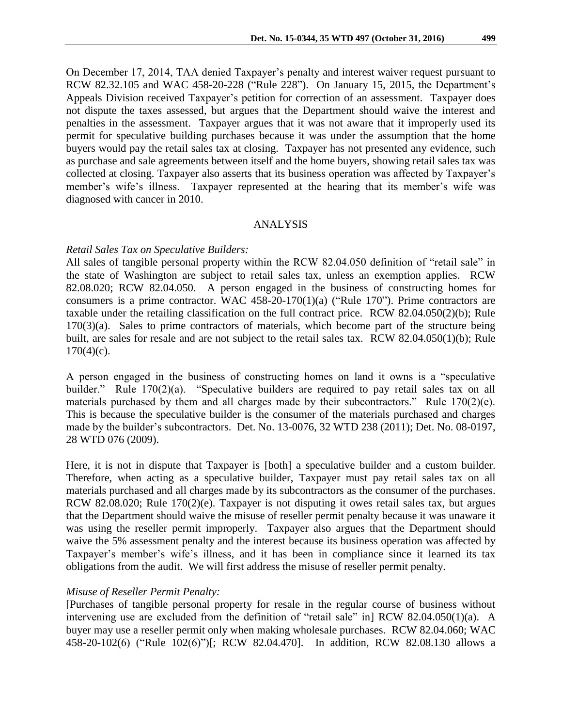On December 17, 2014, TAA denied Taxpayer's penalty and interest waiver request pursuant to RCW 82.32.105 and WAC 458-20-228 ("Rule 228"). On January 15, 2015, the Department's Appeals Division received Taxpayer's petition for correction of an assessment. Taxpayer does not dispute the taxes assessed, but argues that the Department should waive the interest and penalties in the assessment. Taxpayer argues that it was not aware that it improperly used its permit for speculative building purchases because it was under the assumption that the home buyers would pay the retail sales tax at closing. Taxpayer has not presented any evidence, such as purchase and sale agreements between itself and the home buyers, showing retail sales tax was collected at closing. Taxpayer also asserts that its business operation was affected by Taxpayer's member's wife's illness. Taxpayer represented at the hearing that its member's wife was diagnosed with cancer in 2010.

## ANALYSIS

*Retail Sales Tax on Speculative Builders:*

All sales of tangible personal property within the RCW 82.04.050 definition of "retail sale" in the state of Washington are subject to retail sales tax, unless an exemption applies. RCW 82.08.020; RCW 82.04.050. A person engaged in the business of constructing homes for consumers is a prime contractor. WAC 458-20-170(1)(a) ("Rule 170"). Prime contractors are taxable under the retailing classification on the full contract price. RCW 82.04.050(2)(b); Rule 170(3)(a). Sales to prime contractors of materials, which become part of the structure being built, are sales for resale and are not subject to the retail sales tax. RCW 82.04.050(1)(b); Rule 170(4)(c).

A person engaged in the business of constructing homes on land it owns is a "speculative builder." Rule 170(2)(a). "Speculative builders are required to pay retail sales tax on all materials purchased by them and all charges made by their subcontractors." Rule 170(2)(e). This is because the speculative builder is the consumer of the materials purchased and charges made by the builder's subcontractors. Det. No. 13-0076, 32 WTD 238 (2011); Det. No. 08-0197, 28 WTD 076 (2009).

Here, it is not in dispute that Taxpayer is [both] a speculative builder and a custom builder. Therefore, when acting as a speculative builder, Taxpayer must pay retail sales tax on all materials purchased and all charges made by its subcontractors as the consumer of the purchases. RCW 82.08.020; Rule 170(2)(e). Taxpayer is not disputing it owes retail sales tax, but argues that the Department should waive the misuse of reseller permit penalty because it was unaware it was using the reseller permit improperly. Taxpayer also argues that the Department should waive the 5% assessment penalty and the interest because its business operation was affected by Taxpayer's member's wife's illness, and it has been in compliance since it learned its tax obligations from the audit. We will first address the misuse of reseller permit penalty.

*Misuse of Reseller Permit Penalty:*

[Purchases of tangible personal property for resale in the regular course of business without intervening use are excluded from the definition of "retail sale" in] RCW 82.04.050(1)(a). A buyer may use a reseller permit only when making wholesale purchases. RCW 82.04.060; WAC 458-20-102(6) ("Rule 102(6)")[; RCW 82.04.470]. In addition, RCW 82.08.130 allows a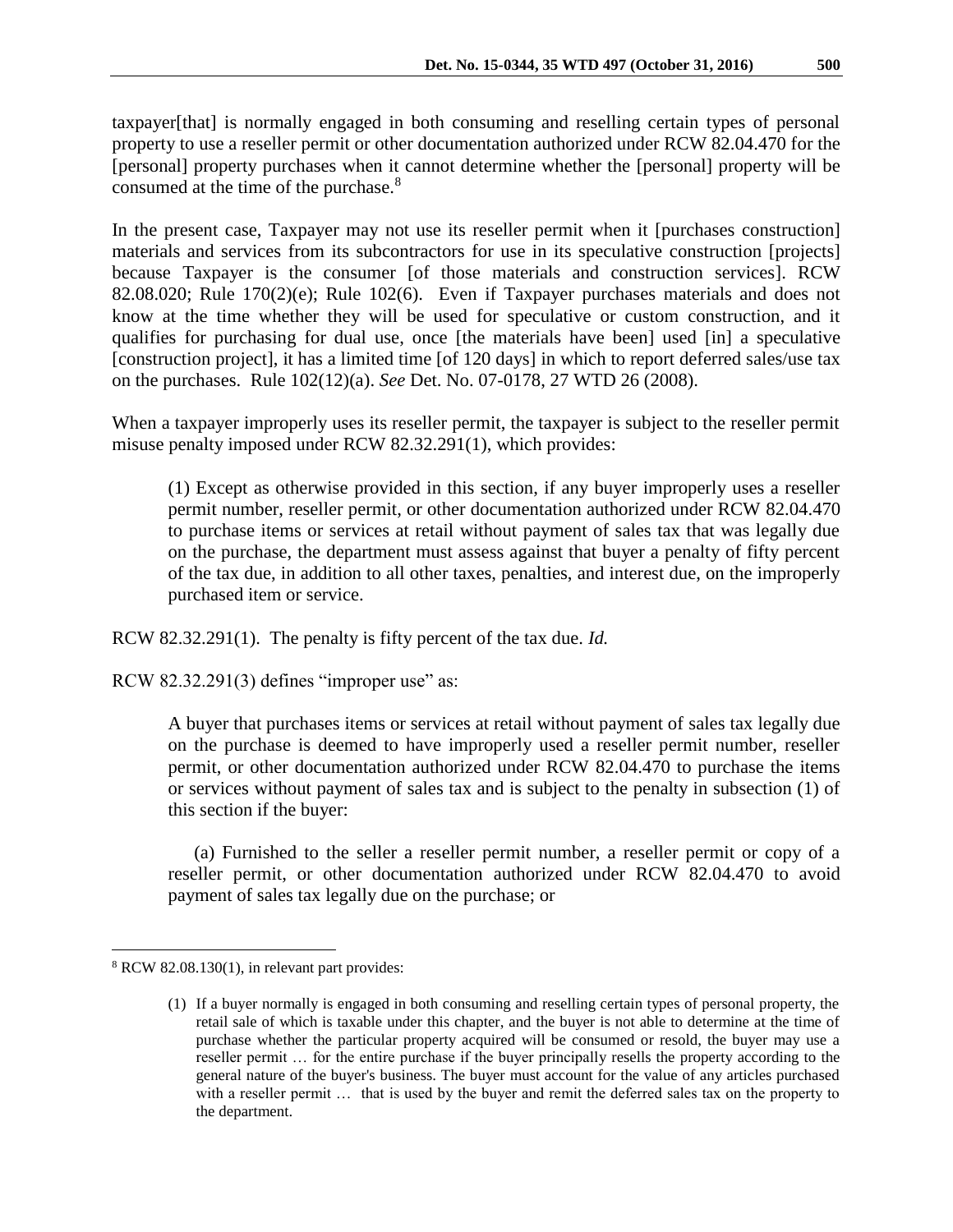taxpayer[that] is normally engaged in both consuming and reselling certain types of personal property to use a reseller permit or other documentation authorized under RCW 82.04.470 for the [personal] property purchases when it cannot determine whether the [personal] property will be consumed at the time of the purchase.[8]

In the present case, Taxpayer may not use its reseller permit when it [purchases construction] materials and services from its subcontractors for use in its speculative construction [projects] because Taxpayer is the consumer [of those materials and construction services]. RCW 82.08.020; Rule 170(2)(e); Rule 102(6). Even if Taxpayer purchases materials and does not know at the time whether they will be used for speculative or custom construction, and it qualifies for purchasing for dual use, once [the materials have been] used [in] a speculative [construction project], it has a limited time [of 120 days] in which to report deferred sales/use tax on the purchases. Rule 102(12)(a). *See* Det. No. 07-0178, 27 WTD 26 (2008).

When a taxpayer improperly uses its reseller permit, the taxpayer is subject to the reseller permit misuse penalty imposed under RCW 82.32.291(1), which provides:

> (1) Except as otherwise provided in this section, if any buyer improperly uses a reseller permit number, reseller permit, or other documentation authorized under RCW 82.04.470 to purchase items or services at retail without payment of sales tax that was legally due on the purchase, the department must assess against that buyer a penalty of fifty percent of the tax due, in addition to all other taxes, penalties, and interest due, on the improperly purchased item or service.

RCW 82.32.291(1). The penalty is fifty percent of the tax due. *Id.*

RCW 82.32.291(3) defines "improper use" as:

> A buyer that purchases items or services at retail without payment of sales tax legally due on the purchase is deemed to have improperly used a reseller permit number, reseller permit, or other documentation authorized under RCW 82.04.470 to purchase the items or services without payment of sales tax and is subject to the penalty in subsection (1) of this section if the buyer:
>
> (a) Furnished to the seller a reseller permit number, a reseller permit or copy of a reseller permit, or other documentation authorized under RCW 82.04.470 to avoid payment of sales tax legally due on the purchase; or

---

[8] RCW 82.08.130(1), in relevant part provides:

> (1) If a buyer normally is engaged in both consuming and reselling certain types of personal property, the retail sale of which is taxable under this chapter, and the buyer is not able to determine at the time of purchase whether the particular property acquired will be consumed or resold, the buyer may use a reseller permit … for the entire purchase if the buyer principally resells the property according to the general nature of the buyer's business. The buyer must account for the value of any articles purchased with a reseller permit … that is used by the buyer and remit the deferred sales tax on the property to the department.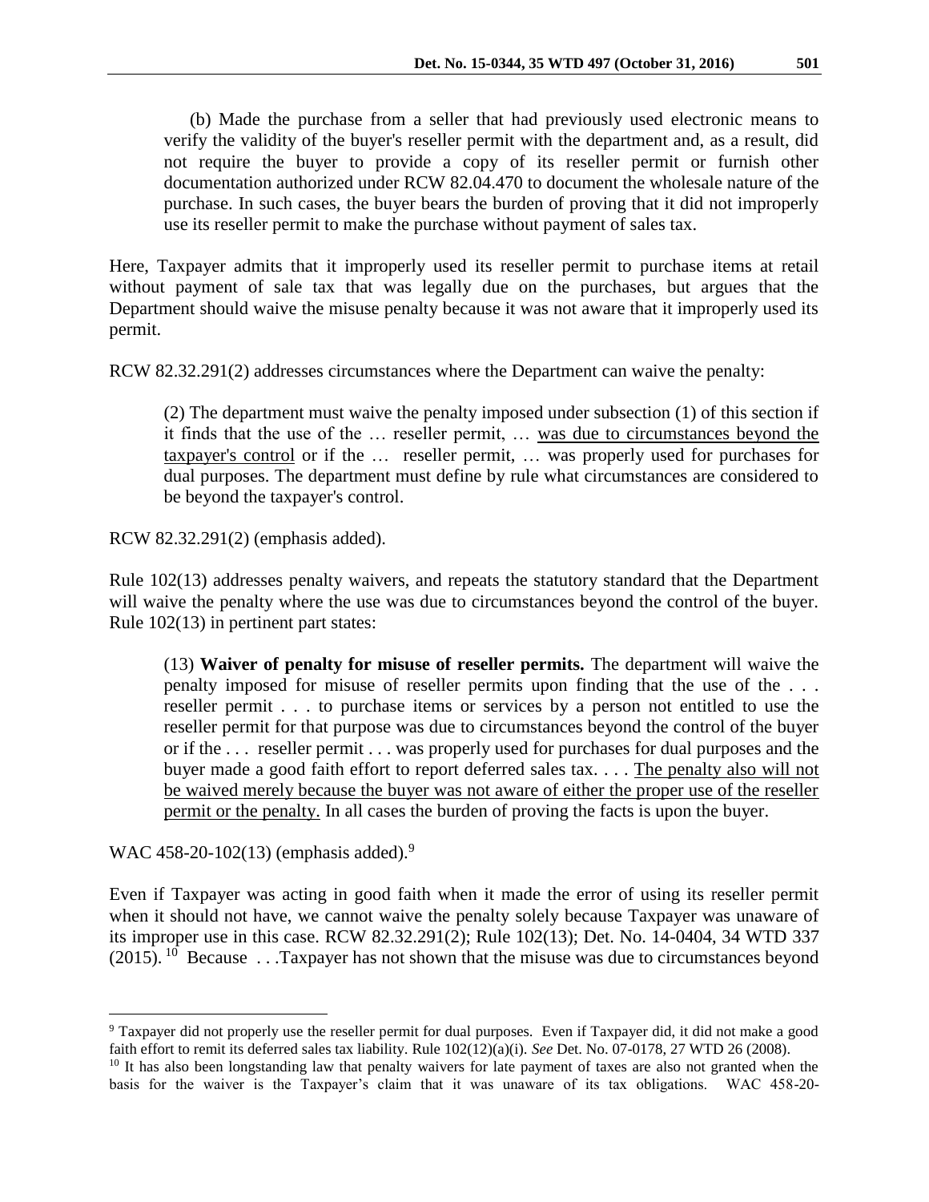> (b) Made the purchase from a seller that had previously used electronic means to verify the validity of the buyer's reseller permit with the department and, as a result, did not require the buyer to provide a copy of its reseller permit or furnish other documentation authorized under RCW 82.04.470 to document the wholesale nature of the purchase. In such cases, the buyer bears the burden of proving that it did not improperly use its reseller permit to make the purchase without payment of sales tax.

Here, Taxpayer admits that it improperly used its reseller permit to purchase items at retail without payment of sale tax that was legally due on the purchases, but argues that the Department should waive the misuse penalty because it was not aware that it improperly used its permit.

RCW 82.32.291(2) addresses circumstances where the Department can waive the penalty:

> (2) The department must waive the penalty imposed under subsection (1) of this section if it finds that the use of the … reseller permit, … <u>was due to circumstances beyond the taxpayer's control</u> or if the … reseller permit, … was properly used for purchases for dual purposes. The department must define by rule what circumstances are considered to be beyond the taxpayer's control.

RCW 82.32.291(2) (emphasis added).

Rule 102(13) addresses penalty waivers, and repeats the statutory standard that the Department will waive the penalty where the use was due to circumstances beyond the control of the buyer. Rule 102(13) in pertinent part states:

> (13) **Waiver of penalty for misuse of reseller permits.** The department will waive the penalty imposed for misuse of reseller permits upon finding that the use of the . . . reseller permit . . . to purchase items or services by a person not entitled to use the reseller permit for that purpose was due to circumstances beyond the control of the buyer or if the . . . reseller permit . . . was properly used for purchases for dual purposes and the buyer made a good faith effort to report deferred sales tax. . . . <u>The penalty also will not be waived merely because the buyer was not aware of either the proper use of the reseller permit or the penalty.</u> In all cases the burden of proving the facts is upon the buyer.

WAC 458-20-102(13) (emphasis added).[9]

Even if Taxpayer was acting in good faith when it made the error of using its reseller permit when it should not have, we cannot waive the penalty solely because Taxpayer was unaware of its improper use in this case. RCW 82.32.291(2); Rule 102(13); Det. No. 14-0404, 34 WTD 337 (2015).[10] Because . . .Taxpayer has not shown that the misuse was due to circumstances beyond

---

[9] Taxpayer did not properly use the reseller permit for dual purposes. Even if Taxpayer did, it did not make a good faith effort to remit its deferred sales tax liability. Rule 102(12)(a)(i). *See* Det. No. 07-0178, 27 WTD 26 (2008).

[10] It has also been longstanding law that penalty waivers for late payment of taxes are also not granted when the basis for the waiver is the Taxpayer's claim that it was unaware of its tax obligations. WAC 458-20-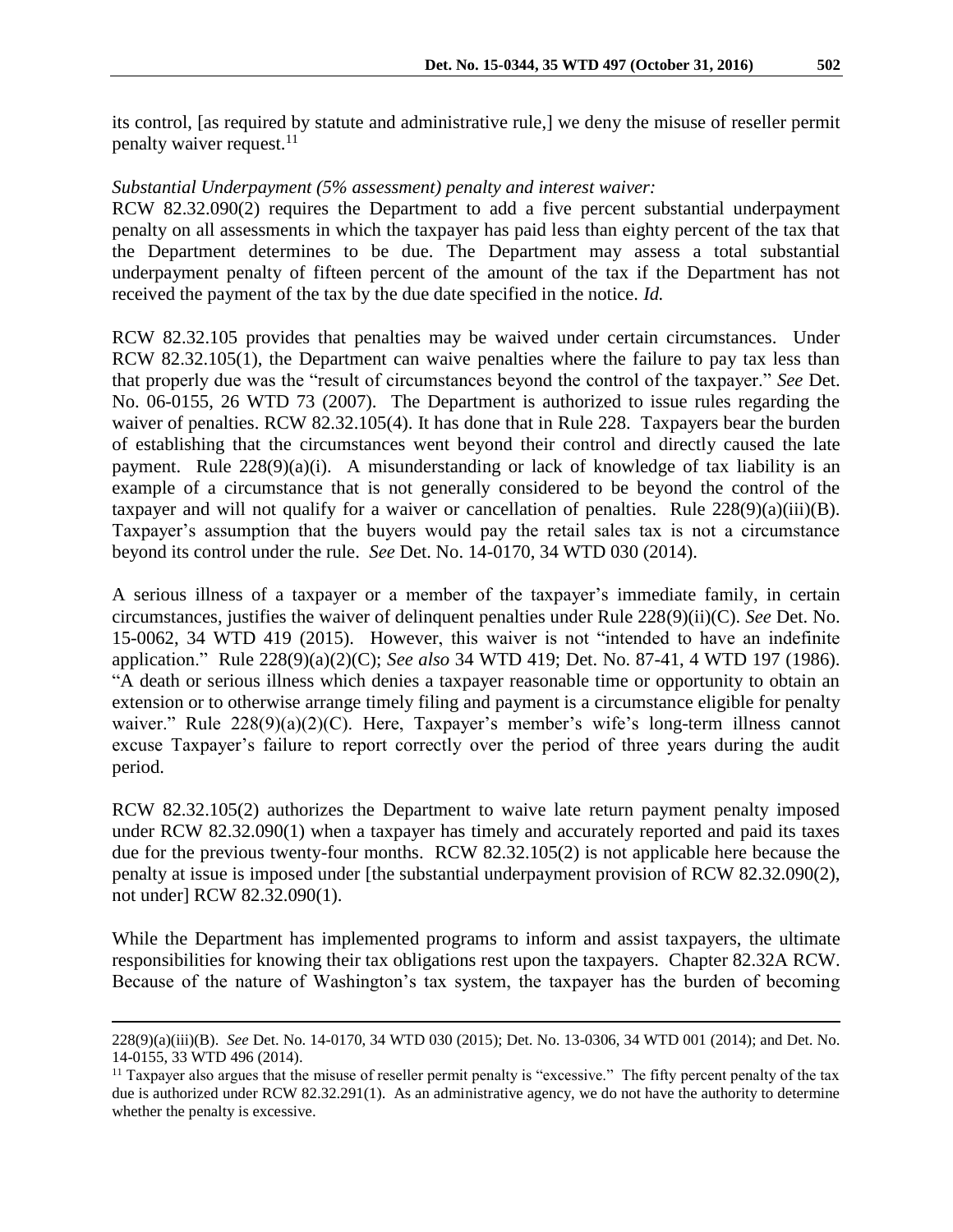its control, [as required by statute and administrative rule,] we deny the misuse of reseller permit penalty waiver request.[11]

*Substantial Underpayment (5% assessment) penalty and interest waiver:*

RCW 82.32.090(2) requires the Department to add a five percent substantial underpayment penalty on all assessments in which the taxpayer has paid less than eighty percent of the tax that the Department determines to be due. The Department may assess a total substantial underpayment penalty of fifteen percent of the amount of the tax if the Department has not received the payment of the tax by the due date specified in the notice. *Id.*

RCW 82.32.105 provides that penalties may be waived under certain circumstances. Under RCW 82.32.105(1), the Department can waive penalties where the failure to pay tax less than that properly due was the "result of circumstances beyond the control of the taxpayer." *See* Det. No. 06-0155, 26 WTD 73 (2007). The Department is authorized to issue rules regarding the waiver of penalties. RCW 82.32.105(4). It has done that in Rule 228. Taxpayers bear the burden of establishing that the circumstances went beyond their control and directly caused the late payment. Rule 228(9)(a)(i). A misunderstanding or lack of knowledge of tax liability is an example of a circumstance that is not generally considered to be beyond the control of the taxpayer and will not qualify for a waiver or cancellation of penalties. Rule 228(9)(a)(iii)(B). Taxpayer's assumption that the buyers would pay the retail sales tax is not a circumstance beyond its control under the rule. *See* Det. No. 14-0170, 34 WTD 030 (2014).

A serious illness of a taxpayer or a member of the taxpayer's immediate family, in certain circumstances, justifies the waiver of delinquent penalties under Rule 228(9)(ii)(C). *See* Det. No. 15-0062, 34 WTD 419 (2015). However, this waiver is not "intended to have an indefinite application." Rule 228(9)(a)(2)(C); *See also* 34 WTD 419; Det. No. 87-41, 4 WTD 197 (1986). "A death or serious illness which denies a taxpayer reasonable time or opportunity to obtain an extension or to otherwise arrange timely filing and payment is a circumstance eligible for penalty waiver." Rule 228(9)(a)(2)(C). Here, Taxpayer's member's wife's long-term illness cannot excuse Taxpayer's failure to report correctly over the period of three years during the audit period.

RCW 82.32.105(2) authorizes the Department to waive late return payment penalty imposed under RCW 82.32.090(1) when a taxpayer has timely and accurately reported and paid its taxes due for the previous twenty-four months. RCW 82.32.105(2) is not applicable here because the penalty at issue is imposed under [the substantial underpayment provision of RCW 82.32.090(2), not under] RCW 82.32.090(1).

While the Department has implemented programs to inform and assist taxpayers, the ultimate responsibilities for knowing their tax obligations rest upon the taxpayers. Chapter 82.32A RCW. Because of the nature of Washington's tax system, the taxpayer has the burden of becoming

---

228(9)(a)(iii)(B). *See* Det. No. 14-0170, 34 WTD 030 (2015); Det. No. 13-0306, 34 WTD 001 (2014); and Det. No. 14-0155, 33 WTD 496 (2014).

[11] Taxpayer also argues that the misuse of reseller permit penalty is "excessive." The fifty percent penalty of the tax due is authorized under RCW 82.32.291(1). As an administrative agency, we do not have the authority to determine whether the penalty is excessive.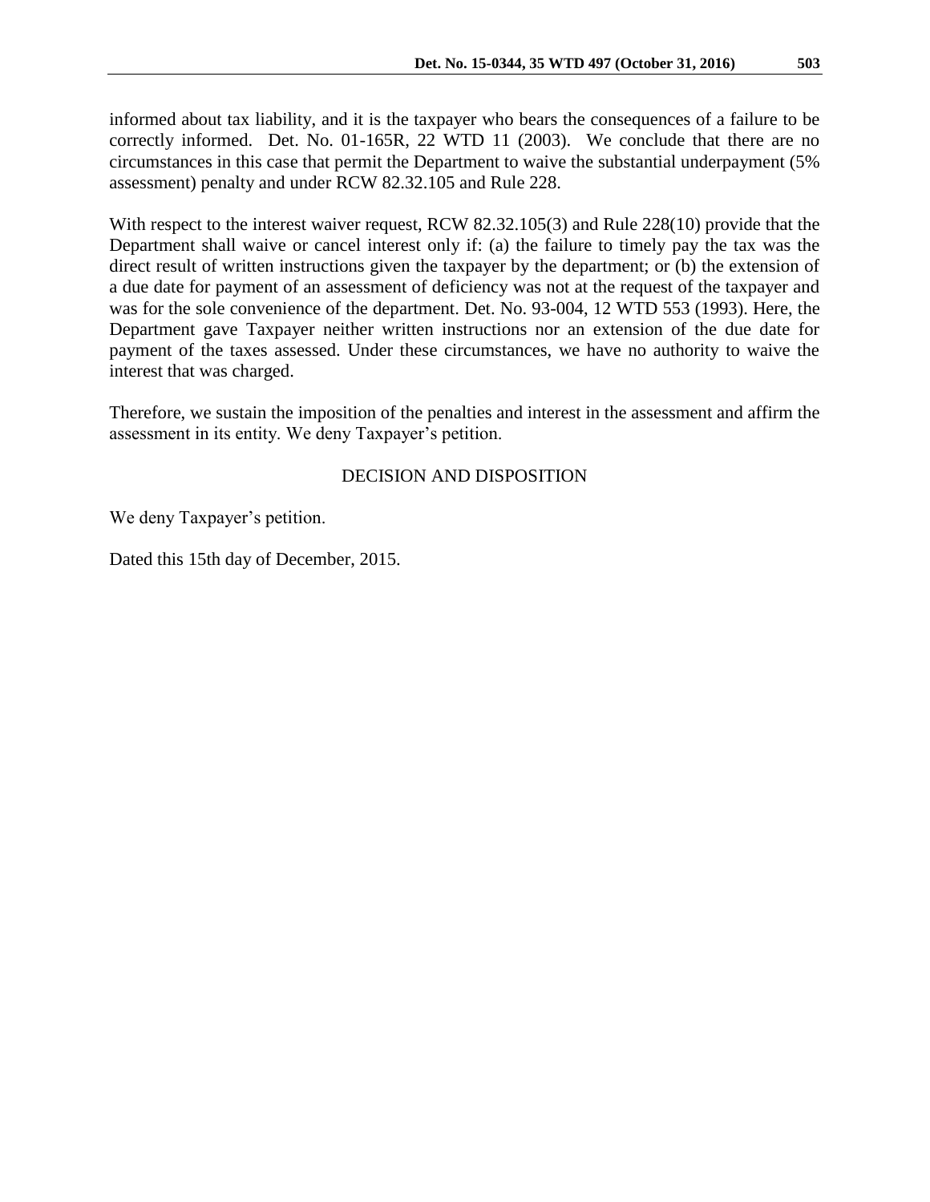informed about tax liability, and it is the taxpayer who bears the consequences of a failure to be correctly informed. Det. No. 01-165R, 22 WTD 11 (2003). We conclude that there are no circumstances in this case that permit the Department to waive the substantial underpayment (5% assessment) penalty and under RCW 82.32.105 and Rule 228.

With respect to the interest waiver request, RCW 82.32.105(3) and Rule 228(10) provide that the Department shall waive or cancel interest only if: (a) the failure to timely pay the tax was the direct result of written instructions given the taxpayer by the department; or (b) the extension of a due date for payment of an assessment of deficiency was not at the request of the taxpayer and was for the sole convenience of the department. Det. No. 93-004, 12 WTD 553 (1993). Here, the Department gave Taxpayer neither written instructions nor an extension of the due date for payment of the taxes assessed. Under these circumstances, we have no authority to waive the interest that was charged.

Therefore, we sustain the imposition of the penalties and interest in the assessment and affirm the assessment in its entity. We deny Taxpayer's petition.

## DECISION AND DISPOSITION

We deny Taxpayer's petition.

Dated this 15th day of December, 2015.